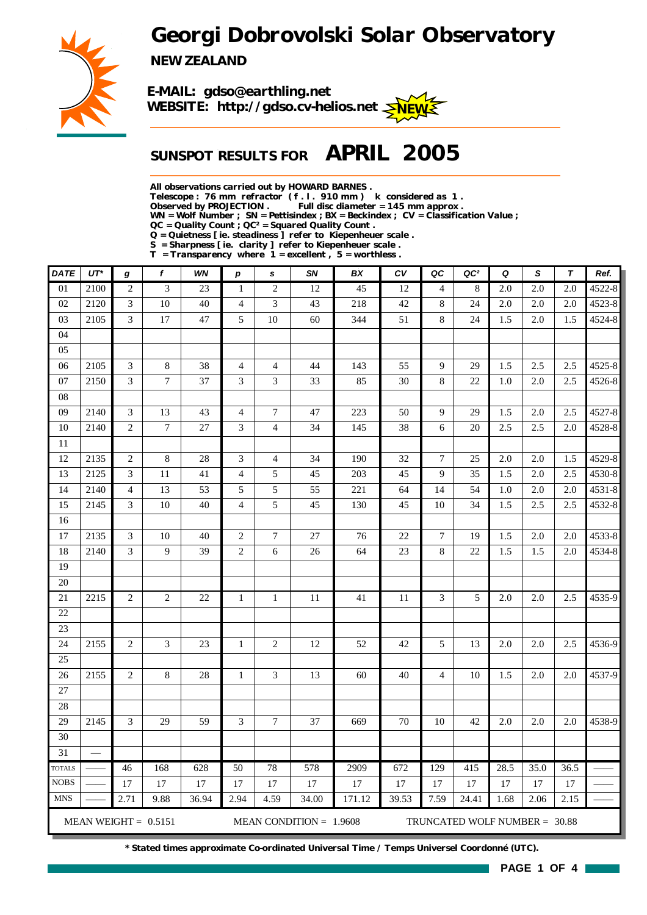# Georgi Dobrovolski Solar Observatory

**NEW ZEALAND**

**E-MAIL: gdso@earthling.net**
**WEBSITE: http://gdso.cv-helios.net** NEW

## SUNSPOT RESULTS FOR APRIL 2005

**All observations carried out by HOWARD BARNES .**
**Telescope : 76 mm refractor ( f . l . 910 mm ) k considered as 1 .**
**Observed by PROJECTION . Full disc diameter = 145 mm approx .**
**WN = Wolf Number ; SN = Pettisindex ; BX = Beckindex ; CV = Classification Value ;**
**QC = Quality Count ; QC² = Squared Quality Count .**
**Q = Quietness [ ie. steadiness ] refer to Kiepenheuer scale .**
**S = Sharpness [ ie. clarity ] refer to Kiepenheuer scale .**
**T = Transparency where 1 = excellent , 5 = worthless .**

| DATE | UT* | g | f | WN | p | s | SN | BX | CV | QC | QC² | Q | S | T | Ref. |
|---|---|---|---|---|---|---|---|---|---|---|---|---|---|---|---|
| 01 | 2100 | 2 | 3 | 23 | 1 | 2 | 12 | 45 | 12 | 4 | 8 | 2.0 | 2.0 | 2.0 | 4522-8 |
| 02 | 2120 | 3 | 10 | 40 | 4 | 3 | 43 | 218 | 42 | 8 | 24 | 2.0 | 2.0 | 2.0 | 4523-8 |
| 03 | 2105 | 3 | 17 | 47 | 5 | 10 | 60 | 344 | 51 | 8 | 24 | 1.5 | 2.0 | 1.5 | 4524-8 |
| 04 | | | | | | | | | | | | | | | |
| 05 | | | | | | | | | | | | | | | |
| 06 | 2105 | 3 | 8 | 38 | 4 | 4 | 44 | 143 | 55 | 9 | 29 | 1.5 | 2.5 | 2.5 | 4525-8 |
| 07 | 2150 | 3 | 7 | 37 | 3 | 3 | 33 | 85 | 30 | 8 | 22 | 1.0 | 2.0 | 2.5 | 4526-8 |
| 08 | | | | | | | | | | | | | | | |
| 09 | 2140 | 3 | 13 | 43 | 4 | 7 | 47 | 223 | 50 | 9 | 29 | 1.5 | 2.0 | 2.5 | 4527-8 |
| 10 | 2140 | 2 | 7 | 27 | 3 | 4 | 34 | 145 | 38 | 6 | 20 | 2.5 | 2.5 | 2.0 | 4528-8 |
| 11 | | | | | | | | | | | | | | | |
| 12 | 2135 | 2 | 8 | 28 | 3 | 4 | 34 | 190 | 32 | 7 | 25 | 2.0 | 2.0 | 1.5 | 4529-8 |
| 13 | 2125 | 3 | 11 | 41 | 4 | 5 | 45 | 203 | 45 | 9 | 35 | 1.5 | 2.0 | 2.5 | 4530-8 |
| 14 | 2140 | 4 | 13 | 53 | 5 | 5 | 55 | 221 | 64 | 14 | 54 | 1.0 | 2.0 | 2.0 | 4531-8 |
| 15 | 2145 | 3 | 10 | 40 | 4 | 5 | 45 | 130 | 45 | 10 | 34 | 1.5 | 2.5 | 2.5 | 4532-8 |
| 16 | | | | | | | | | | | | | | | |
| 17 | 2135 | 3 | 10 | 40 | 2 | 7 | 27 | 76 | 22 | 7 | 19 | 1.5 | 2.0 | 2.0 | 4533-8 |
| 18 | 2140 | 3 | 9 | 39 | 2 | 6 | 26 | 64 | 23 | 8 | 22 | 1.5 | 1.5 | 2.0 | 4534-8 |
| 19 | | | | | | | | | | | | | | | |
| 20 | | | | | | | | | | | | | | | |
| 21 | 2215 | 2 | 2 | 22 | 1 | 1 | 11 | 41 | 11 | 3 | 5 | 2.0 | 2.0 | 2.5 | 4535-9 |
| 22 | | | | | | | | | | | | | | | |
| 23 | | | | | | | | | | | | | | | |
| 24 | 2155 | 2 | 3 | 23 | 1 | 2 | 12 | 52 | 42 | 5 | 13 | 2.0 | 2.0 | 2.5 | 4536-9 |
| 25 | | | | | | | | | | | | | | | |
| 26 | 2155 | 2 | 8 | 28 | 1 | 3 | 13 | 60 | 40 | 4 | 10 | 1.5 | 2.0 | 2.0 | 4537-9 |
| 27 | | | | | | | | | | | | | | | |
| 28 | | | | | | | | | | | | | | | |
| 29 | 2145 | 3 | 29 | 59 | 3 | 7 | 37 | 669 | 70 | 10 | 42 | 2.0 | 2.0 | 2.0 | 4538-9 |
| 30 | | | | | | | | | | | | | | | |
| 31 | — | | | | | | | | | | | | | | |
| TOTALS | —— | 46 | 168 | 628 | 50 | 78 | 578 | 2909 | 672 | 129 | 415 | 28.5 | 35.0 | 36.5 | —— |
| NOBS | —— | 17 | 17 | 17 | 17 | 17 | 17 | 17 | 17 | 17 | 17 | 17 | 17 | 17 | —— |
| MNS | —— | 2.71 | 9.88 | 36.94 | 2.94 | 4.59 | 34.00 | 171.12 | 39.53 | 7.59 | 24.41 | 1.68 | 2.06 | 2.15 | —— |

MEAN WEIGHT = 0.5151 MEAN CONDITION = 1.9608 TRUNCATED WOLF NUMBER = 30.88

**\* Stated times approximate Co-ordinated Universal Time / Temps Universel Coordonné (UTC).**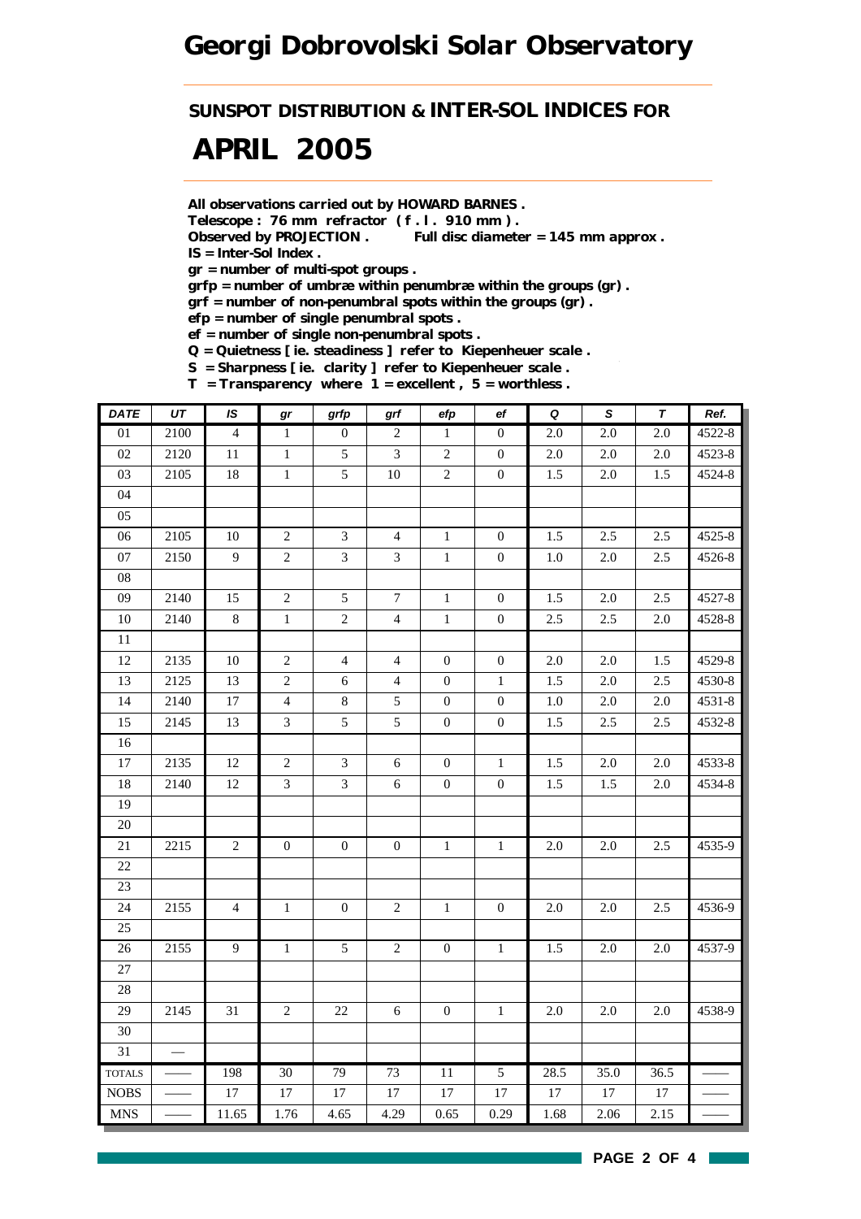# Georgi Dobrovolski Solar Observatory

## SUNSPOT DISTRIBUTION & INTER-SOL INDICES FOR

# APRIL 2005

All observations carried out by HOWARD BARNES .
Telescope : 76 mm refractor ( f . l . 910 mm ) .
Observed by PROJECTION . Full disc diameter = 145 mm approx .
IS = Inter-Sol Index .
gr = number of multi-spot groups .
grfp = number of umbræ within penumbræ within the groups (gr) .
grf = number of non-penumbral spots within the groups (gr) .
efp = number of single penumbral spots .
ef = number of single non-penumbral spots .
Q = Quietness [ ie. steadiness ] refer to Kiepenheuer scale .
S = Sharpness [ ie. clarity ] refer to Kiepenheuer scale .
T = Transparency where 1 = excellent , 5 = worthless .

| DATE | UT | IS | gr | grfp | grf | efp | ef | Q | S | T | Ref. |
|---|---|---|---|---|---|---|---|---|---|---|---|
| 01 | 2100 | 4 | 1 | 0 | 2 | 1 | 0 | 2.0 | 2.0 | 2.0 | 4522-8 |
| 02 | 2120 | 11 | 1 | 5 | 3 | 2 | 0 | 2.0 | 2.0 | 2.0 | 4523-8 |
| 03 | 2105 | 18 | 1 | 5 | 10 | 2 | 0 | 1.5 | 2.0 | 1.5 | 4524-8 |
| 04 | | | | | | | | | | | |
| 05 | | | | | | | | | | | |
| 06 | 2105 | 10 | 2 | 3 | 4 | 1 | 0 | 1.5 | 2.5 | 2.5 | 4525-8 |
| 07 | 2150 | 9 | 2 | 3 | 3 | 1 | 0 | 1.0 | 2.0 | 2.5 | 4526-8 |
| 08 | | | | | | | | | | | |
| 09 | 2140 | 15 | 2 | 5 | 7 | 1 | 0 | 1.5 | 2.0 | 2.5 | 4527-8 |
| 10 | 2140 | 8 | 1 | 2 | 4 | 1 | 0 | 2.5 | 2.5 | 2.0 | 4528-8 |
| 11 | | | | | | | | | | | |
| 12 | 2135 | 10 | 2 | 4 | 4 | 0 | 0 | 2.0 | 2.0 | 1.5 | 4529-8 |
| 13 | 2125 | 13 | 2 | 6 | 4 | 0 | 1 | 1.5 | 2.0 | 2.5 | 4530-8 |
| 14 | 2140 | 17 | 4 | 8 | 5 | 0 | 0 | 1.0 | 2.0 | 2.0 | 4531-8 |
| 15 | 2145 | 13 | 3 | 5 | 5 | 0 | 0 | 1.5 | 2.5 | 2.5 | 4532-8 |
| 16 | | | | | | | | | | | |
| 17 | 2135 | 12 | 2 | 3 | 6 | 0 | 1 | 1.5 | 2.0 | 2.0 | 4533-8 |
| 18 | 2140 | 12 | 3 | 3 | 6 | 0 | 0 | 1.5 | 1.5 | 2.0 | 4534-8 |
| 19 | | | | | | | | | | | |
| 20 | | | | | | | | | | | |
| 21 | 2215 | 2 | 0 | 0 | 0 | 1 | 1 | 2.0 | 2.0 | 2.5 | 4535-9 |
| 22 | | | | | | | | | | | |
| 23 | | | | | | | | | | | |
| 24 | 2155 | 4 | 1 | 0 | 2 | 1 | 0 | 2.0 | 2.0 | 2.5 | 4536-9 |
| 25 | | | | | | | | | | | |
| 26 | 2155 | 9 | 1 | 5 | 2 | 0 | 1 | 1.5 | 2.0 | 2.0 | 4537-9 |
| 27 | | | | | | | | | | | |
| 28 | | | | | | | | | | | |
| 29 | 2145 | 31 | 2 | 22 | 6 | 0 | 1 | 2.0 | 2.0 | 2.0 | 4538-9 |
| 30 | | | | | | | | | | | |
| 31 | — | | | | | | | | | | |
| TOTALS | —— | 198 | 30 | 79 | 73 | 11 | 5 | 28.5 | 35.0 | 36.5 | —— |
| NOBS | —— | 17 | 17 | 17 | 17 | 17 | 17 | 17 | 17 | 17 | —— |
| MNS | —— | 11.65 | 1.76 | 4.65 | 4.29 | 0.65 | 0.29 | 1.68 | 2.06 | 2.15 | —— |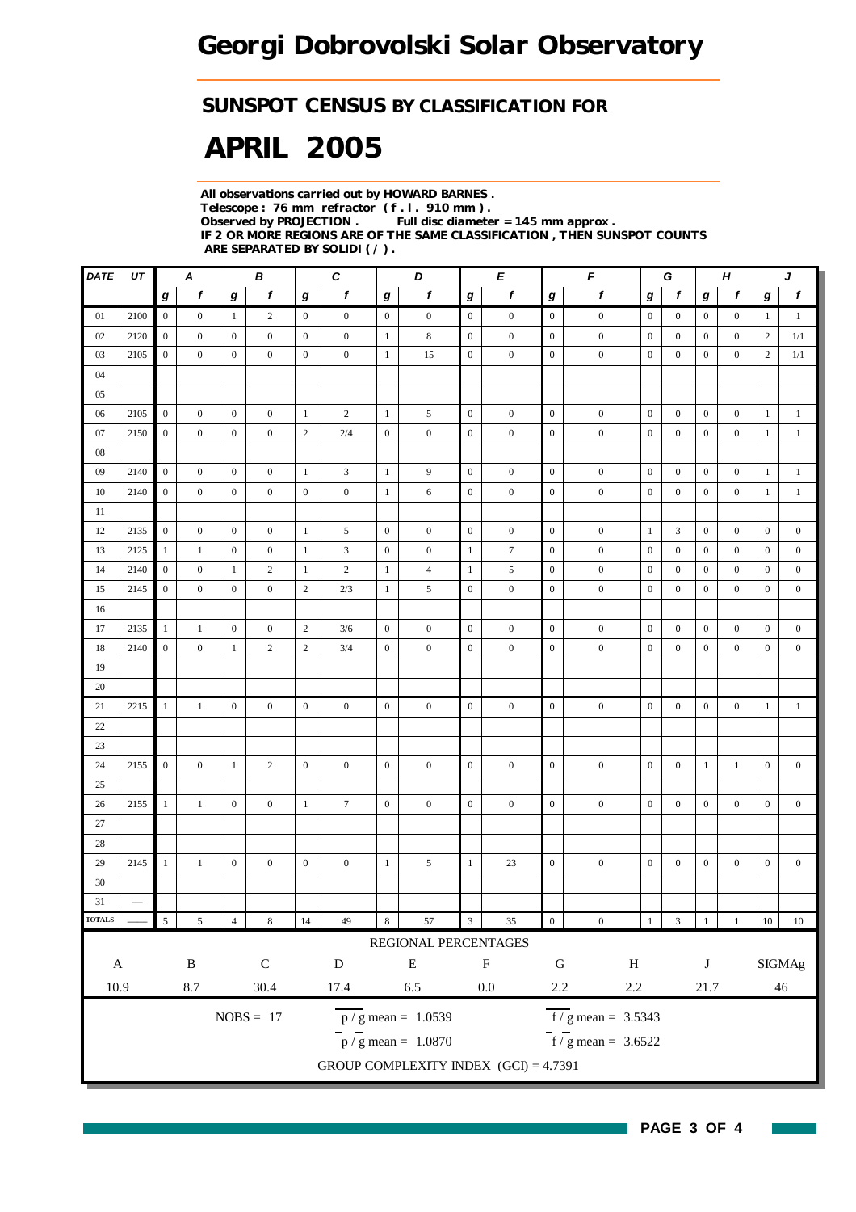# Georgi Dobrovolski Solar Observatory

## SUNSPOT CENSUS BY CLASSIFICATION FOR

# APRIL 2005

**All observations carried out by HOWARD BARNES .**
**Telescope : 76 mm refractor ( f . l . 910 mm ) .**
**Observed by PROJECTION . Full disc diameter = 145 mm approx .**
**IF 2 OR MORE REGIONS ARE OF THE SAME CLASSIFICATION , THEN SUNSPOT COUNTS ARE SEPARATED BY SOLIDI ( / ) .**

| DATE | UT | A | | B | | C | | D | | E | | F | | G | | H | | J | |
|---|---|---|---|---|---|---|---|---|---|---|---|---|---|---|---|---|---|---|---|
| | | g | f | g | f | g | f | g | f | g | f | g | f | g | f | g | f | g | f |
| 01 | 2100 | 0 | 0 | 1 | 2 | 0 | 0 | 0 | 0 | 0 | 0 | 0 | 0 | 0 | 0 | 0 | 0 | 1 | 1 |
| 02 | 2120 | 0 | 0 | 0 | 0 | 0 | 0 | 1 | 8 | 0 | 0 | 0 | 0 | 0 | 0 | 0 | 0 | 2 | 1/1 |
| 03 | 2105 | 0 | 0 | 0 | 0 | 0 | 0 | 1 | 15 | 0 | 0 | 0 | 0 | 0 | 0 | 0 | 0 | 2 | 1/1 |
| 04 | | | | | | | | | | | | | | | | | | | |
| 05 | | | | | | | | | | | | | | | | | | | |
| 06 | 2105 | 0 | 0 | 0 | 0 | 1 | 2 | 1 | 5 | 0 | 0 | 0 | 0 | 0 | 0 | 0 | 0 | 1 | 1 |
| 07 | 2150 | 0 | 0 | 0 | 0 | 2 | 2/4 | 0 | 0 | 0 | 0 | 0 | 0 | 0 | 0 | 0 | 0 | 1 | 1 |
| 08 | | | | | | | | | | | | | | | | | | | |
| 09 | 2140 | 0 | 0 | 0 | 0 | 1 | 3 | 1 | 9 | 0 | 0 | 0 | 0 | 0 | 0 | 0 | 0 | 1 | 1 |
| 10 | 2140 | 0 | 0 | 0 | 0 | 0 | 0 | 1 | 6 | 0 | 0 | 0 | 0 | 0 | 0 | 0 | 0 | 1 | 1 |
| 11 | | | | | | | | | | | | | | | | | | | |
| 12 | 2135 | 0 | 0 | 0 | 0 | 1 | 5 | 0 | 0 | 0 | 0 | 0 | 0 | 1 | 3 | 0 | 0 | 0 | 0 |
| 13 | 2125 | 1 | 1 | 0 | 0 | 1 | 3 | 0 | 0 | 1 | 7 | 0 | 0 | 0 | 0 | 0 | 0 | 0 | 0 |
| 14 | 2140 | 0 | 0 | 1 | 2 | 1 | 2 | 1 | 4 | 1 | 5 | 0 | 0 | 0 | 0 | 0 | 0 | 0 | 0 |
| 15 | 2145 | 0 | 0 | 0 | 0 | 2 | 2/3 | 1 | 5 | 0 | 0 | 0 | 0 | 0 | 0 | 0 | 0 | 0 | 0 |
| 16 | | | | | | | | | | | | | | | | | | | |
| 17 | 2135 | 1 | 1 | 0 | 0 | 2 | 3/6 | 0 | 0 | 0 | 0 | 0 | 0 | 0 | 0 | 0 | 0 | 0 | 0 |
| 18 | 2140 | 0 | 0 | 1 | 2 | 2 | 3/4 | 0 | 0 | 0 | 0 | 0 | 0 | 0 | 0 | 0 | 0 | 0 | 0 |
| 19 | | | | | | | | | | | | | | | | | | | |
| 20 | | | | | | | | | | | | | | | | | | | |
| 21 | 2215 | 1 | 1 | 0 | 0 | 0 | 0 | 0 | 0 | 0 | 0 | 0 | 0 | 0 | 0 | 0 | 0 | 1 | 1 |
| 22 | | | | | | | | | | | | | | | | | | | |
| 23 | | | | | | | | | | | | | | | | | | | |
| 24 | 2155 | 0 | 0 | 1 | 2 | 0 | 0 | 0 | 0 | 0 | 0 | 0 | 0 | 0 | 0 | 1 | 1 | 0 | 0 |
| 25 | | | | | | | | | | | | | | | | | | | |
| 26 | 2155 | 1 | 1 | 0 | 0 | 1 | 7 | 0 | 0 | 0 | 0 | 0 | 0 | 0 | 0 | 0 | 0 | 0 | 0 |
| 27 | | | | | | | | | | | | | | | | | | | |
| 28 | | | | | | | | | | | | | | | | | | | |
| 29 | 2145 | 1 | 1 | 0 | 0 | 0 | 0 | 1 | 5 | 1 | 23 | 0 | 0 | 0 | 0 | 0 | 0 | 0 | 0 |
| 30 | | | | | | | | | | | | | | | | | | | |
| 31 | — | | | | | | | | | | | | | | | | | | |
| TOTALS | —— | 5 | 5 | 4 | 8 | 14 | 49 | 8 | 57 | 3 | 35 | 0 | 0 | 1 | 3 | 1 | 1 | 10 | 10 |

REGIONAL PERCENTAGES

| A | B | C | D | E | F | G | H | J | SIGMAg |
|---|---|---|---|---|---|---|---|---|---|
| 10.9 | 8.7 | 30.4 | 17.4 | 6.5 | 0.0 | 2.2 | 2.2 | 21.7 | 46 |

NOBS = 17

$p / g$ mean = 1.0539

$\bar{f} / \bar{g}$ mean = 3.5343

$\bar{p} / \bar{g}$ mean = 1.0870

$\bar{f} / \bar{g}$ mean = 3.6522

GROUP COMPLEXITY INDEX (GCI) = 4.7391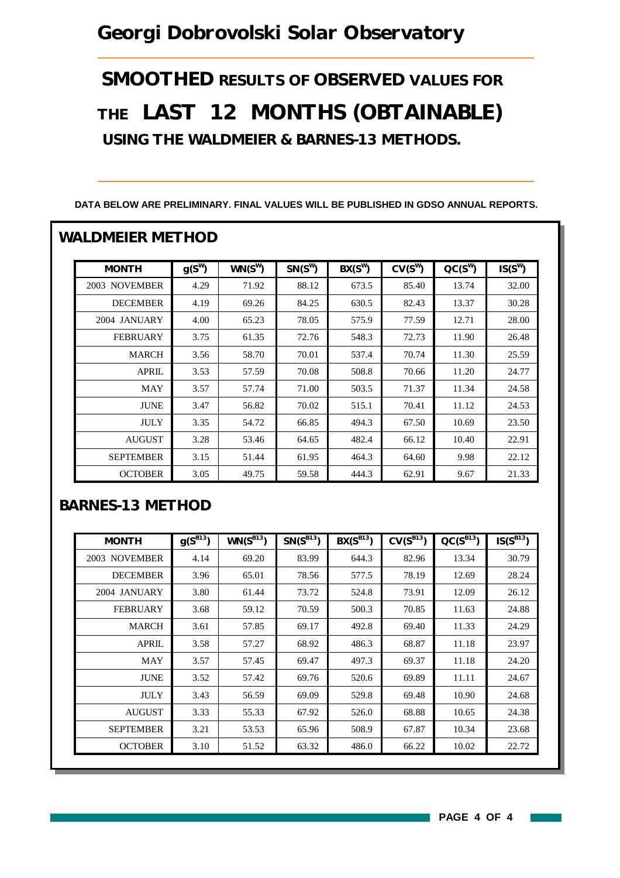# Georgi Dobrovolski Solar Observatory

## SMOOTHED RESULTS OF OBSERVED VALUES FOR THE LAST 12 MONTHS (OBTAINABLE) USING THE WALDMEIER & BARNES-13 METHODS.

DATA BELOW ARE PRELIMINARY. FINAL VALUES WILL BE PUBLISHED IN GDSO ANNUAL REPORTS.

### WALDMEIER METHOD

| MONTH | $g(S^W)$ | $WN(S^W)$ | $SN(S^W)$ | $BX(S^W)$ | $CV(S^W)$ | $QC(S^W)$ | $IS(S^W)$ |
|---|---|---|---|---|---|---|---|
| 2003 NOVEMBER | 4.29 | 71.92 | 88.12 | 673.5 | 85.40 | 13.74 | 32.00 |
| DECEMBER | 4.19 | 69.26 | 84.25 | 630.5 | 82.43 | 13.37 | 30.28 |
| 2004 JANUARY | 4.00 | 65.23 | 78.05 | 575.9 | 77.59 | 12.71 | 28.00 |
| FEBRUARY | 3.75 | 61.35 | 72.76 | 548.3 | 72.73 | 11.90 | 26.48 |
| MARCH | 3.56 | 58.70 | 70.01 | 537.4 | 70.74 | 11.30 | 25.59 |
| APRIL | 3.53 | 57.59 | 70.08 | 508.8 | 70.66 | 11.20 | 24.77 |
| MAY | 3.57 | 57.74 | 71.00 | 503.5 | 71.37 | 11.34 | 24.58 |
| JUNE | 3.47 | 56.82 | 70.02 | 515.1 | 70.41 | 11.12 | 24.53 |
| JULY | 3.35 | 54.72 | 66.85 | 494.3 | 67.50 | 10.69 | 23.50 |
| AUGUST | 3.28 | 53.46 | 64.65 | 482.4 | 66.12 | 10.40 | 22.91 |
| SEPTEMBER | 3.15 | 51.44 | 61.95 | 464.3 | 64.60 | 9.98 | 22.12 |
| OCTOBER | 3.05 | 49.75 | 59.58 | 444.3 | 62.91 | 9.67 | 21.33 |

### BARNES-13 METHOD

| MONTH | $g(S^{B13})$ | $WN(S^{B13})$ | $SN(S^{B13})$ | $BX(S^{B13})$ | $CV(S^{B13})$ | $QC(S^{B13})$ | $IS(S^{B13})$ |
|---|---|---|---|---|---|---|---|
| 2003 NOVEMBER | 4.14 | 69.20 | 83.99 | 644.3 | 82.96 | 13.34 | 30.79 |
| DECEMBER | 3.96 | 65.01 | 78.56 | 577.5 | 78.19 | 12.69 | 28.24 |
| 2004 JANUARY | 3.80 | 61.44 | 73.72 | 524.8 | 73.91 | 12.09 | 26.12 |
| FEBRUARY | 3.68 | 59.12 | 70.59 | 500.3 | 70.85 | 11.63 | 24.88 |
| MARCH | 3.61 | 57.85 | 69.17 | 492.8 | 69.40 | 11.33 | 24.29 |
| APRIL | 3.58 | 57.27 | 68.92 | 486.3 | 68.87 | 11.18 | 23.97 |
| MAY | 3.57 | 57.45 | 69.47 | 497.3 | 69.37 | 11.18 | 24.20 |
| JUNE | 3.52 | 57.42 | 69.76 | 520.6 | 69.89 | 11.11 | 24.67 |
| JULY | 3.43 | 56.59 | 69.09 | 529.8 | 69.48 | 10.90 | 24.68 |
| AUGUST | 3.33 | 55.33 | 67.92 | 526.0 | 68.88 | 10.65 | 24.38 |
| SEPTEMBER | 3.21 | 53.53 | 65.96 | 508.9 | 67.87 | 10.34 | 23.68 |
| OCTOBER | 3.10 | 51.52 | 63.32 | 486.0 | 66.22 | 10.02 | 22.72 |